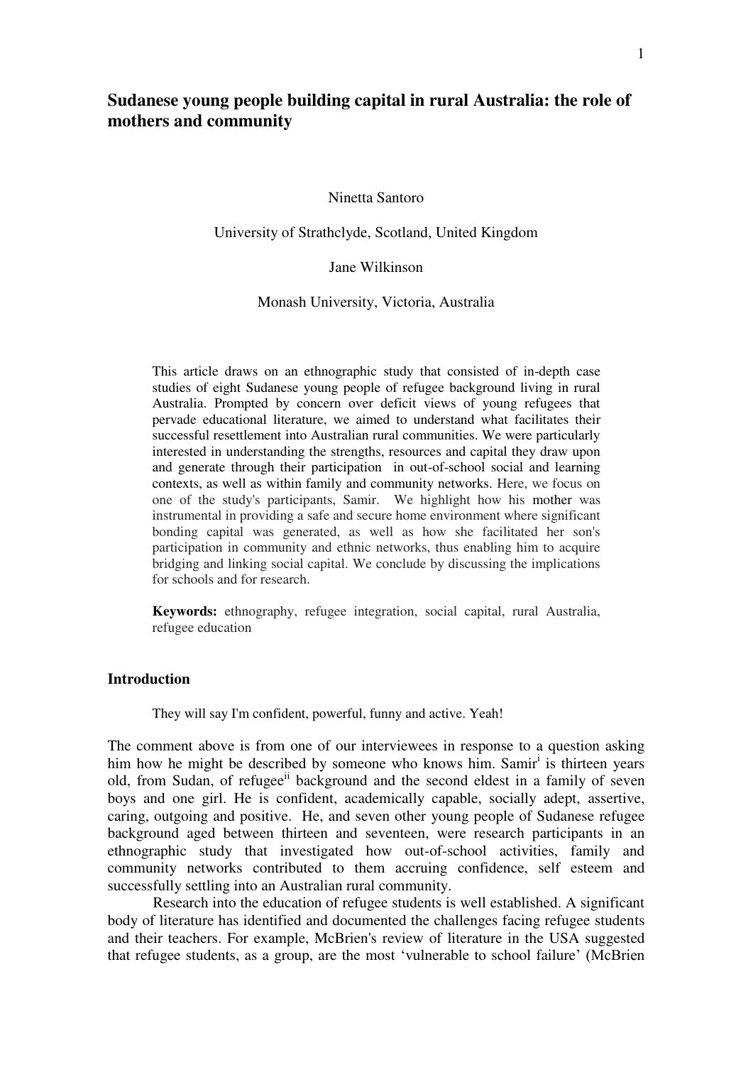# Sudanese young people building capital in rural Australia: the role of mothers and community

Ninetta Santoro

University of Strathclyde, Scotland, United Kingdom

Jane Wilkinson

Monash University, Victoria, Australia

This article draws on an ethnographic study that consisted of in-depth case studies of eight Sudanese young people of refugee background living in rural Australia. Prompted by concern over deficit views of young refugees that pervade educational literature, we aimed to understand what facilitates their successful resettlement into Australian rural communities. We were particularly interested in understanding the strengths, resources and capital they draw upon and generate through their participation in out-of-school social and learning contexts, as well as within family and community networks. Here, we focus on one of the study's participants, Samir. We highlight how his mother was instrumental in providing a safe and secure home environment where significant bonding capital was generated, as well as how she facilitated her son's participation in community and ethnic networks, thus enabling him to acquire bridging and linking social capital. We conclude by discussing the implications for schools and for research.

**Keywords:** ethnography, refugee integration, social capital, rural Australia, refugee education

## Introduction

They will say I'm confident, powerful, funny and active. Yeah!

The comment above is from one of our interviewees in response to a question asking him how he might be described by someone who knows him. Samir[i] is thirteen years old, from Sudan, of refugee[ii] background and the second eldest in a family of seven boys and one girl. He is confident, academically capable, socially adept, assertive, caring, outgoing and positive. He, and seven other young people of Sudanese refugee background aged between thirteen and seventeen, were research participants in an ethnographic study that investigated how out-of-school activities, family and community networks contributed to them accruing confidence, self esteem and successfully settling into an Australian rural community.

Research into the education of refugee students is well established. A significant body of literature has identified and documented the challenges facing refugee students and their teachers. For example, McBrien's review of literature in the USA suggested that refugee students, as a group, are the most 'vulnerable to school failure' (McBrien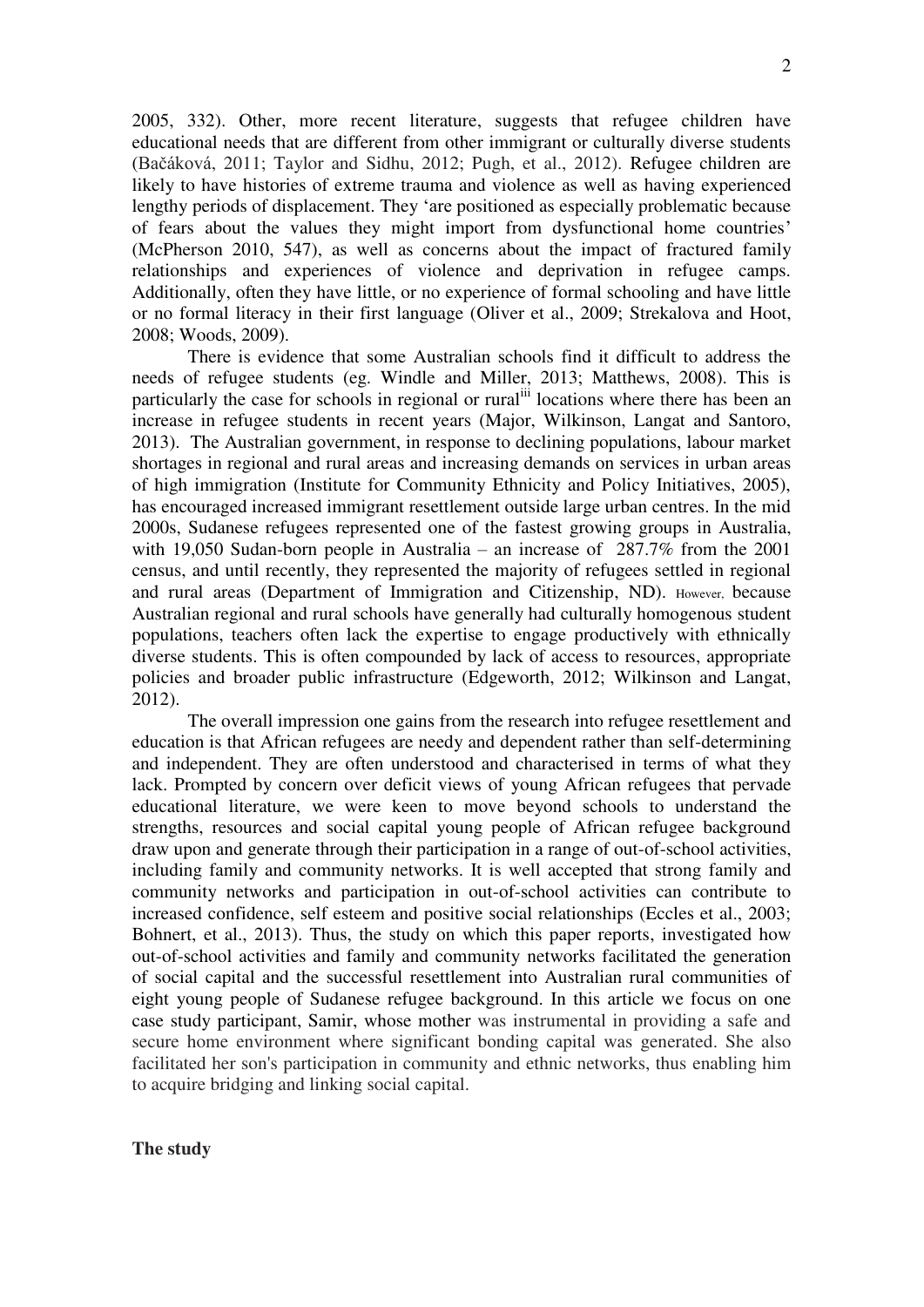2005, 332). Other, more recent literature, suggests that refugee children have educational needs that are different from other immigrant or culturally diverse students (Bačáková, 2011; Taylor and Sidhu, 2012; Pugh, et al., 2012). Refugee children are likely to have histories of extreme trauma and violence as well as having experienced lengthy periods of displacement. They 'are positioned as especially problematic because of fears about the values they might import from dysfunctional home countries' (McPherson 2010, 547), as well as concerns about the impact of fractured family relationships and experiences of violence and deprivation in refugee camps. Additionally, often they have little, or no experience of formal schooling and have little or no formal literacy in their first language (Oliver et al., 2009; Strekalova and Hoot, 2008; Woods, 2009).

There is evidence that some Australian schools find it difficult to address the needs of refugee students (eg. Windle and Miller, 2013; Matthews, 2008). This is particularly the case for schools in regional or rural[iii] locations where there has been an increase in refugee students in recent years (Major, Wilkinson, Langat and Santoro, 2013). The Australian government, in response to declining populations, labour market shortages in regional and rural areas and increasing demands on services in urban areas of high immigration (Institute for Community Ethnicity and Policy Initiatives, 2005), has encouraged increased immigrant resettlement outside large urban centres. In the mid 2000s, Sudanese refugees represented one of the fastest growing groups in Australia, with 19,050 Sudan-born people in Australia – an increase of 287.7% from the 2001 census, and until recently, they represented the majority of refugees settled in regional and rural areas (Department of Immigration and Citizenship, ND). However, because Australian regional and rural schools have generally had culturally homogenous student populations, teachers often lack the expertise to engage productively with ethnically diverse students. This is often compounded by lack of access to resources, appropriate policies and broader public infrastructure (Edgeworth, 2012; Wilkinson and Langat, 2012).

The overall impression one gains from the research into refugee resettlement and education is that African refugees are needy and dependent rather than self-determining and independent. They are often understood and characterised in terms of what they lack. Prompted by concern over deficit views of young African refugees that pervade educational literature, we were keen to move beyond schools to understand the strengths, resources and social capital young people of African refugee background draw upon and generate through their participation in a range of out-of-school activities, including family and community networks. It is well accepted that strong family and community networks and participation in out-of-school activities can contribute to increased confidence, self esteem and positive social relationships (Eccles et al., 2003; Bohnert, et al., 2013). Thus, the study on which this paper reports, investigated how out-of-school activities and family and community networks facilitated the generation of social capital and the successful resettlement into Australian rural communities of eight young people of Sudanese refugee background. In this article we focus on one case study participant, Samir, whose mother was instrumental in providing a safe and secure home environment where significant bonding capital was generated. She also facilitated her son's participation in community and ethnic networks, thus enabling him to acquire bridging and linking social capital.

**The study**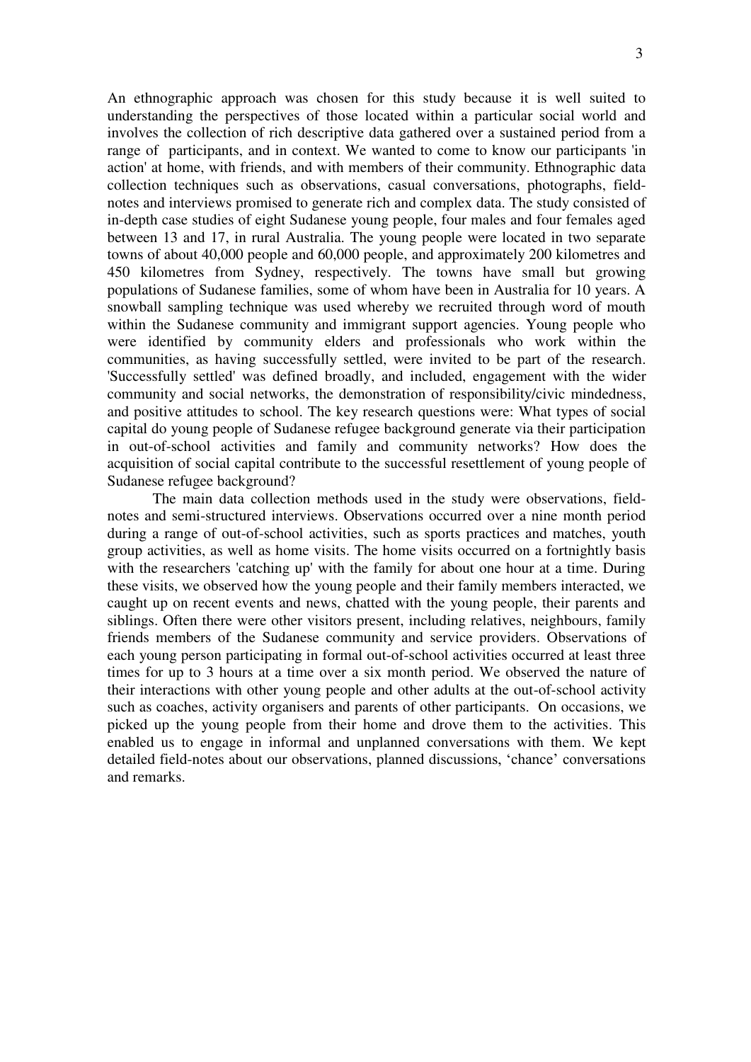An ethnographic approach was chosen for this study because it is well suited to understanding the perspectives of those located within a particular social world and involves the collection of rich descriptive data gathered over a sustained period from a range of participants, and in context. We wanted to come to know our participants 'in action' at home, with friends, and with members of their community. Ethnographic data collection techniques such as observations, casual conversations, photographs, field-notes and interviews promised to generate rich and complex data. The study consisted of in-depth case studies of eight Sudanese young people, four males and four females aged between 13 and 17, in rural Australia. The young people were located in two separate towns of about 40,000 people and 60,000 people, and approximately 200 kilometres and 450 kilometres from Sydney, respectively. The towns have small but growing populations of Sudanese families, some of whom have been in Australia for 10 years. A snowball sampling technique was used whereby we recruited through word of mouth within the Sudanese community and immigrant support agencies. Young people who were identified by community elders and professionals who work within the communities, as having successfully settled, were invited to be part of the research. 'Successfully settled' was defined broadly, and included, engagement with the wider community and social networks, the demonstration of responsibility/civic mindedness, and positive attitudes to school. The key research questions were: What types of social capital do young people of Sudanese refugee background generate via their participation in out-of-school activities and family and community networks? How does the acquisition of social capital contribute to the successful resettlement of young people of Sudanese refugee background?

The main data collection methods used in the study were observations, field-notes and semi-structured interviews. Observations occurred over a nine month period during a range of out-of-school activities, such as sports practices and matches, youth group activities, as well as home visits. The home visits occurred on a fortnightly basis with the researchers 'catching up' with the family for about one hour at a time. During these visits, we observed how the young people and their family members interacted, we caught up on recent events and news, chatted with the young people, their parents and siblings. Often there were other visitors present, including relatives, neighbours, family friends members of the Sudanese community and service providers. Observations of each young person participating in formal out-of-school activities occurred at least three times for up to 3 hours at a time over a six month period. We observed the nature of their interactions with other young people and other adults at the out-of-school activity such as coaches, activity organisers and parents of other participants. On occasions, we picked up the young people from their home and drove them to the activities. This enabled us to engage in informal and unplanned conversations with them. We kept detailed field-notes about our observations, planned discussions, 'chance' conversations and remarks.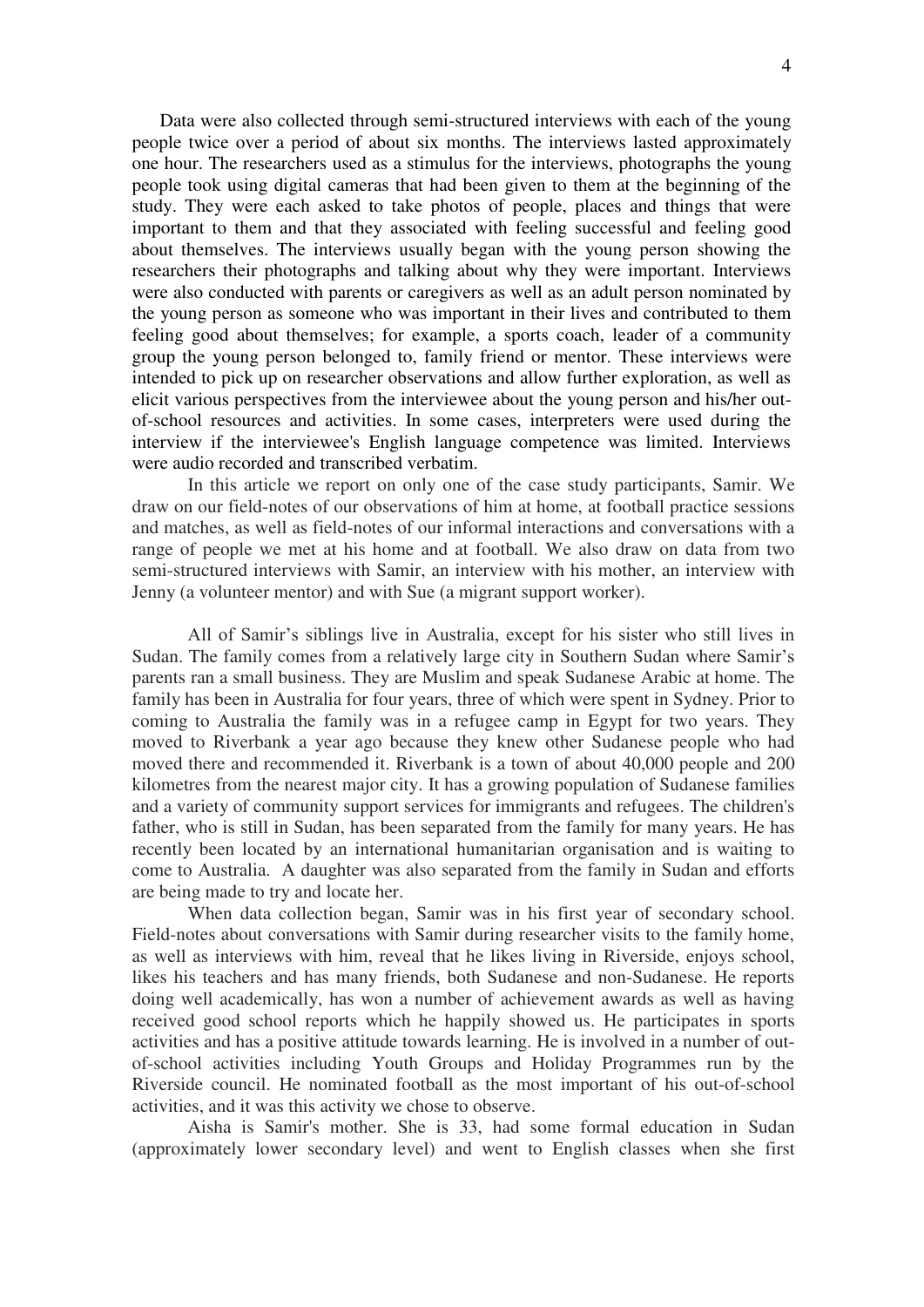Data were also collected through semi-structured interviews with each of the young people twice over a period of about six months. The interviews lasted approximately one hour. The researchers used as a stimulus for the interviews, photographs the young people took using digital cameras that had been given to them at the beginning of the study. They were each asked to take photos of people, places and things that were important to them and that they associated with feeling successful and feeling good about themselves. The interviews usually began with the young person showing the researchers their photographs and talking about why they were important. Interviews were also conducted with parents or caregivers as well as an adult person nominated by the young person as someone who was important in their lives and contributed to them feeling good about themselves; for example, a sports coach, leader of a community group the young person belonged to, family friend or mentor. These interviews were intended to pick up on researcher observations and allow further exploration, as well as elicit various perspectives from the interviewee about the young person and his/her out-of-school resources and activities. In some cases, interpreters were used during the interview if the interviewee's English language competence was limited. Interviews were audio recorded and transcribed verbatim.

In this article we report on only one of the case study participants, Samir. We draw on our field-notes of our observations of him at home, at football practice sessions and matches, as well as field-notes of our informal interactions and conversations with a range of people we met at his home and at football. We also draw on data from two semi-structured interviews with Samir, an interview with his mother, an interview with Jenny (a volunteer mentor) and with Sue (a migrant support worker).

All of Samir's siblings live in Australia, except for his sister who still lives in Sudan. The family comes from a relatively large city in Southern Sudan where Samir's parents ran a small business. They are Muslim and speak Sudanese Arabic at home. The family has been in Australia for four years, three of which were spent in Sydney. Prior to coming to Australia the family was in a refugee camp in Egypt for two years. They moved to Riverbank a year ago because they knew other Sudanese people who had moved there and recommended it. Riverbank is a town of about 40,000 people and 200 kilometres from the nearest major city. It has a growing population of Sudanese families and a variety of community support services for immigrants and refugees. The children's father, who is still in Sudan, has been separated from the family for many years. He has recently been located by an international humanitarian organisation and is waiting to come to Australia. A daughter was also separated from the family in Sudan and efforts are being made to try and locate her.

When data collection began, Samir was in his first year of secondary school. Field-notes about conversations with Samir during researcher visits to the family home, as well as interviews with him, reveal that he likes living in Riverside, enjoys school, likes his teachers and has many friends, both Sudanese and non-Sudanese. He reports doing well academically, has won a number of achievement awards as well as having received good school reports which he happily showed us. He participates in sports activities and has a positive attitude towards learning. He is involved in a number of out-of-school activities including Youth Groups and Holiday Programmes run by the Riverside council. He nominated football as the most important of his out-of-school activities, and it was this activity we chose to observe.

Aisha is Samir's mother. She is 33, had some formal education in Sudan (approximately lower secondary level) and went to English classes when she first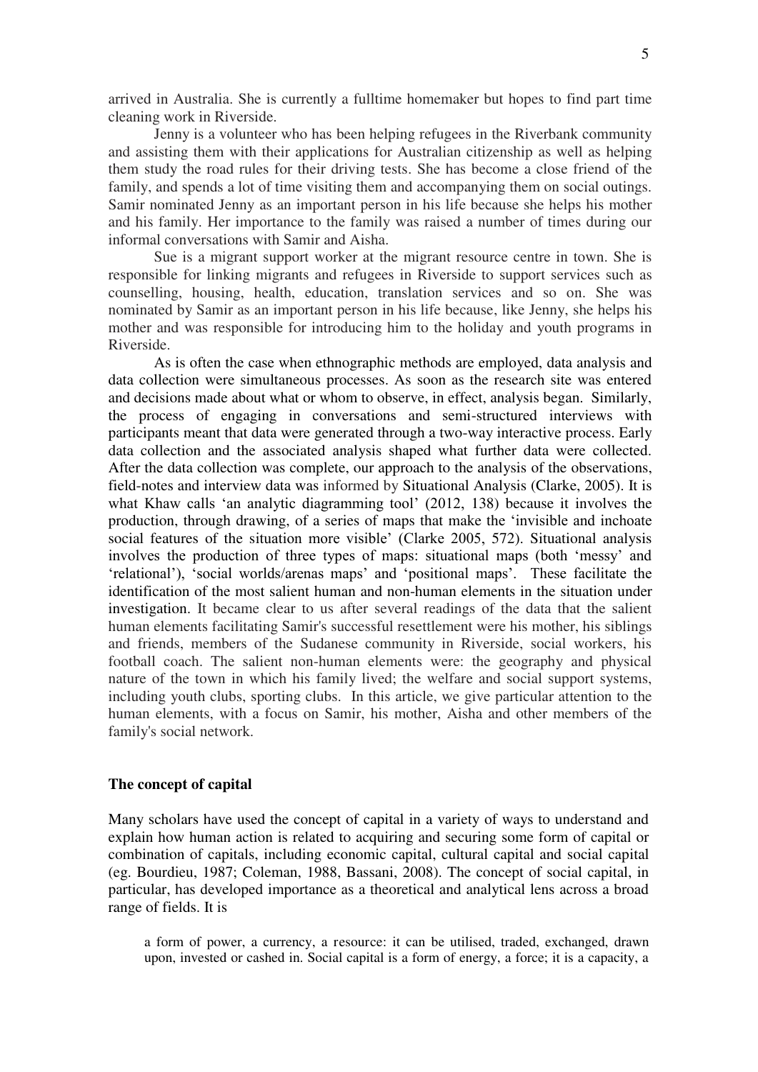arrived in Australia. She is currently a fulltime homemaker but hopes to find part time cleaning work in Riverside.

Jenny is a volunteer who has been helping refugees in the Riverbank community and assisting them with their applications for Australian citizenship as well as helping them study the road rules for their driving tests. She has become a close friend of the family, and spends a lot of time visiting them and accompanying them on social outings. Samir nominated Jenny as an important person in his life because she helps his mother and his family. Her importance to the family was raised a number of times during our informal conversations with Samir and Aisha.

Sue is a migrant support worker at the migrant resource centre in town. She is responsible for linking migrants and refugees in Riverside to support services such as counselling, housing, health, education, translation services and so on. She was nominated by Samir as an important person in his life because, like Jenny, she helps his mother and was responsible for introducing him to the holiday and youth programs in Riverside.

As is often the case when ethnographic methods are employed, data analysis and data collection were simultaneous processes. As soon as the research site was entered and decisions made about what or whom to observe, in effect, analysis began. Similarly, the process of engaging in conversations and semi-structured interviews with participants meant that data were generated through a two-way interactive process. Early data collection and the associated analysis shaped what further data were collected. After the data collection was complete, our approach to the analysis of the observations, field-notes and interview data was informed by Situational Analysis (Clarke, 2005). It is what Khaw calls 'an analytic diagramming tool' (2012, 138) because it involves the production, through drawing, of a series of maps that make the 'invisible and inchoate social features of the situation more visible' (Clarke 2005, 572). Situational analysis involves the production of three types of maps: situational maps (both 'messy' and 'relational'), 'social worlds/arenas maps' and 'positional maps'. These facilitate the identification of the most salient human and non-human elements in the situation under investigation. It became clear to us after several readings of the data that the salient human elements facilitating Samir's successful resettlement were his mother, his siblings and friends, members of the Sudanese community in Riverside, social workers, his football coach. The salient non-human elements were: the geography and physical nature of the town in which his family lived; the welfare and social support systems, including youth clubs, sporting clubs. In this article, we give particular attention to the human elements, with a focus on Samir, his mother, Aisha and other members of the family's social network.

## The concept of capital

Many scholars have used the concept of capital in a variety of ways to understand and explain how human action is related to acquiring and securing some form of capital or combination of capitals, including economic capital, cultural capital and social capital (eg. Bourdieu, 1987; Coleman, 1988, Bassani, 2008). The concept of social capital, in particular, has developed importance as a theoretical and analytical lens across a broad range of fields. It is

> a form of power, a currency, a resource: it can be utilised, traded, exchanged, drawn upon, invested or cashed in. Social capital is a form of energy, a force; it is a capacity, a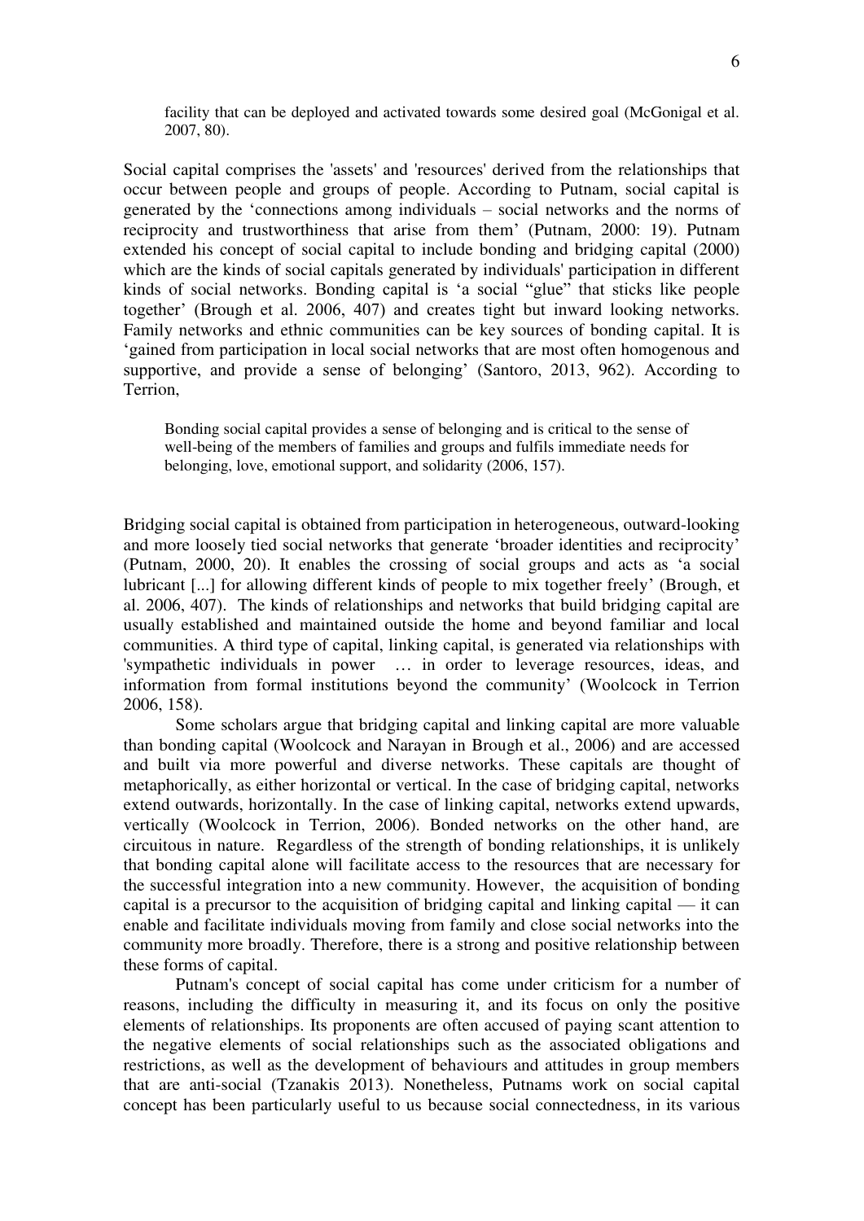> facility that can be deployed and activated towards some desired goal (McGonigal et al. 2007, 80).

Social capital comprises the 'assets' and 'resources' derived from the relationships that occur between people and groups of people. According to Putnam, social capital is generated by the 'connections among individuals – social networks and the norms of reciprocity and trustworthiness that arise from them' (Putnam, 2000: 19). Putnam extended his concept of social capital to include bonding and bridging capital (2000) which are the kinds of social capitals generated by individuals' participation in different kinds of social networks. Bonding capital is 'a social "glue" that sticks like people together' (Brough et al. 2006, 407) and creates tight but inward looking networks. Family networks and ethnic communities can be key sources of bonding capital. It is 'gained from participation in local social networks that are most often homogenous and supportive, and provide a sense of belonging' (Santoro, 2013, 962). According to Terrion,

> Bonding social capital provides a sense of belonging and is critical to the sense of well-being of the members of families and groups and fulfils immediate needs for belonging, love, emotional support, and solidarity (2006, 157).

Bridging social capital is obtained from participation in heterogeneous, outward-looking and more loosely tied social networks that generate 'broader identities and reciprocity' (Putnam, 2000, 20). It enables the crossing of social groups and acts as 'a social lubricant [...] for allowing different kinds of people to mix together freely' (Brough, et al. 2006, 407). The kinds of relationships and networks that build bridging capital are usually established and maintained outside the home and beyond familiar and local communities. A third type of capital, linking capital, is generated via relationships with 'sympathetic individuals in power … in order to leverage resources, ideas, and information from formal institutions beyond the community' (Woolcock in Terrion 2006, 158).

Some scholars argue that bridging capital and linking capital are more valuable than bonding capital (Woolcock and Narayan in Brough et al., 2006) and are accessed and built via more powerful and diverse networks. These capitals are thought of metaphorically, as either horizontal or vertical. In the case of bridging capital, networks extend outwards, horizontally. In the case of linking capital, networks extend upwards, vertically (Woolcock in Terrion, 2006). Bonded networks on the other hand, are circuitous in nature. Regardless of the strength of bonding relationships, it is unlikely that bonding capital alone will facilitate access to the resources that are necessary for the successful integration into a new community. However, the acquisition of bonding capital is a precursor to the acquisition of bridging capital and linking capital — it can enable and facilitate individuals moving from family and close social networks into the community more broadly. Therefore, there is a strong and positive relationship between these forms of capital.

Putnam's concept of social capital has come under criticism for a number of reasons, including the difficulty in measuring it, and its focus on only the positive elements of relationships. Its proponents are often accused of paying scant attention to the negative elements of social relationships such as the associated obligations and restrictions, as well as the development of behaviours and attitudes in group members that are anti-social (Tzanakis 2013). Nonetheless, Putnams work on social capital concept has been particularly useful to us because social connectedness, in its various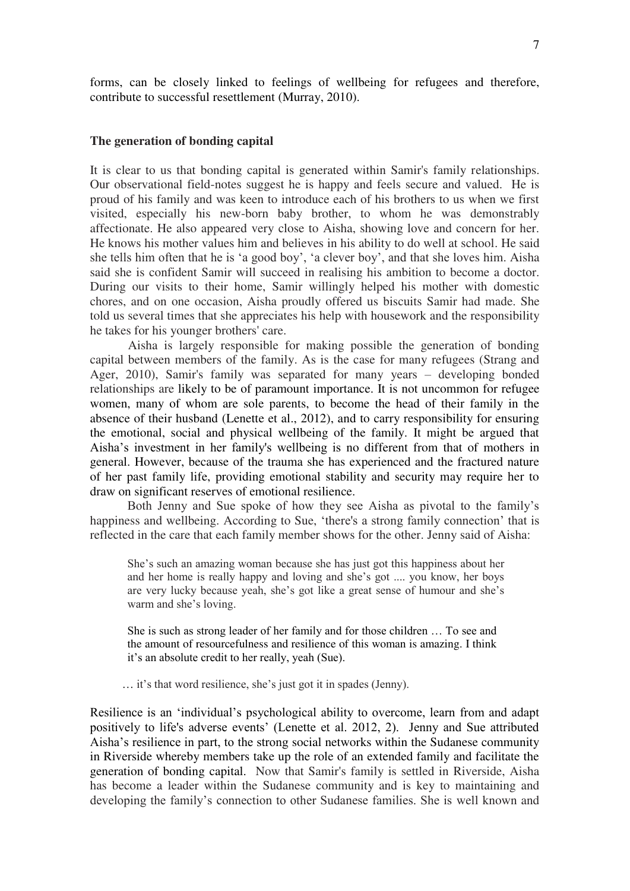forms, can be closely linked to feelings of wellbeing for refugees and therefore, contribute to successful resettlement (Murray, 2010).

### The generation of bonding capital

It is clear to us that bonding capital is generated within Samir's family relationships. Our observational field-notes suggest he is happy and feels secure and valued. He is proud of his family and was keen to introduce each of his brothers to us when we first visited, especially his new-born baby brother, to whom he was demonstrably affectionate. He also appeared very close to Aisha, showing love and concern for her. He knows his mother values him and believes in his ability to do well at school. He said she tells him often that he is 'a good boy', 'a clever boy', and that she loves him. Aisha said she is confident Samir will succeed in realising his ambition to become a doctor. During our visits to their home, Samir willingly helped his mother with domestic chores, and on one occasion, Aisha proudly offered us biscuits Samir had made. She told us several times that she appreciates his help with housework and the responsibility he takes for his younger brothers' care.

Aisha is largely responsible for making possible the generation of bonding capital between members of the family. As is the case for many refugees (Strang and Ager, 2010), Samir's family was separated for many years – developing bonded relationships are likely to be of paramount importance. It is not uncommon for refugee women, many of whom are sole parents, to become the head of their family in the absence of their husband (Lenette et al., 2012), and to carry responsibility for ensuring the emotional, social and physical wellbeing of the family. It might be argued that Aisha's investment in her family's wellbeing is no different from that of mothers in general. However, because of the trauma she has experienced and the fractured nature of her past family life, providing emotional stability and security may require her to draw on significant reserves of emotional resilience.

Both Jenny and Sue spoke of how they see Aisha as pivotal to the family's happiness and wellbeing. According to Sue, 'there's a strong family connection' that is reflected in the care that each family member shows for the other. Jenny said of Aisha:

> She's such an amazing woman because she has just got this happiness about her and her home is really happy and loving and she's got .... you know, her boys are very lucky because yeah, she's got like a great sense of humour and she's warm and she's loving.
>
> She is such as strong leader of her family and for those children … To see and the amount of resourcefulness and resilience of this woman is amazing. I think it's an absolute credit to her really, yeah (Sue).
>
> … it's that word resilience, she's just got it in spades (Jenny).

Resilience is an 'individual's psychological ability to overcome, learn from and adapt positively to life's adverse events' (Lenette et al. 2012, 2). Jenny and Sue attributed Aisha's resilience in part, to the strong social networks within the Sudanese community in Riverside whereby members take up the role of an extended family and facilitate the generation of bonding capital. Now that Samir's family is settled in Riverside, Aisha has become a leader within the Sudanese community and is key to maintaining and developing the family's connection to other Sudanese families. She is well known and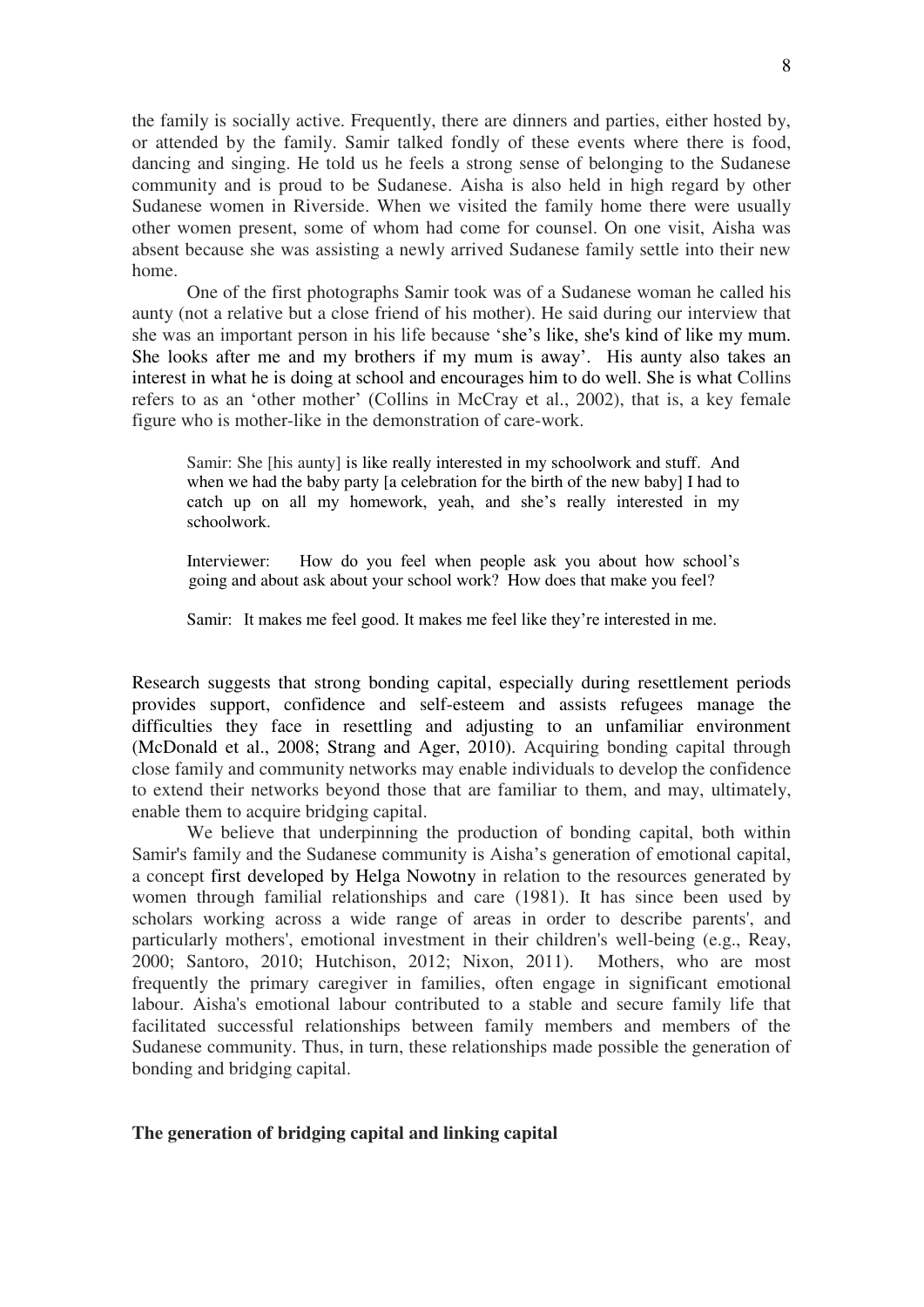the family is socially active. Frequently, there are dinners and parties, either hosted by, or attended by the family. Samir talked fondly of these events where there is food, dancing and singing. He told us he feels a strong sense of belonging to the Sudanese community and is proud to be Sudanese. Aisha is also held in high regard by other Sudanese women in Riverside. When we visited the family home there were usually other women present, some of whom had come for counsel. On one visit, Aisha was absent because she was assisting a newly arrived Sudanese family settle into their new home.

One of the first photographs Samir took was of a Sudanese woman he called his aunty (not a relative but a close friend of his mother). He said during our interview that she was an important person in his life because 'she's like, she's kind of like my mum. She looks after me and my brothers if my mum is away'. His aunty also takes an interest in what he is doing at school and encourages him to do well. She is what Collins refers to as an 'other mother' (Collins in McCray et al., 2002), that is, a key female figure who is mother-like in the demonstration of care-work.

> Samir: She [his aunty] is like really interested in my schoolwork and stuff. And when we had the baby party [a celebration for the birth of the new baby] I had to catch up on all my homework, yeah, and she's really interested in my schoolwork.
>
> Interviewer: How do you feel when people ask you about how school's going and about ask about your school work? How does that make you feel?
>
> Samir: It makes me feel good. It makes me feel like they're interested in me.

Research suggests that strong bonding capital, especially during resettlement periods provides support, confidence and self-esteem and assists refugees manage the difficulties they face in resettling and adjusting to an unfamiliar environment (McDonald et al., 2008; Strang and Ager, 2010). Acquiring bonding capital through close family and community networks may enable individuals to develop the confidence to extend their networks beyond those that are familiar to them, and may, ultimately, enable them to acquire bridging capital.

We believe that underpinning the production of bonding capital, both within Samir's family and the Sudanese community is Aisha's generation of emotional capital, a concept first developed by Helga Nowotny in relation to the resources generated by women through familial relationships and care (1981). It has since been used by scholars working across a wide range of areas in order to describe parents', and particularly mothers', emotional investment in their children's well-being (e.g., Reay, 2000; Santoro, 2010; Hutchison, 2012; Nixon, 2011). Mothers, who are most frequently the primary caregiver in families, often engage in significant emotional labour. Aisha's emotional labour contributed to a stable and secure family life that facilitated successful relationships between family members and members of the Sudanese community. Thus, in turn, these relationships made possible the generation of bonding and bridging capital.

**The generation of bridging capital and linking capital**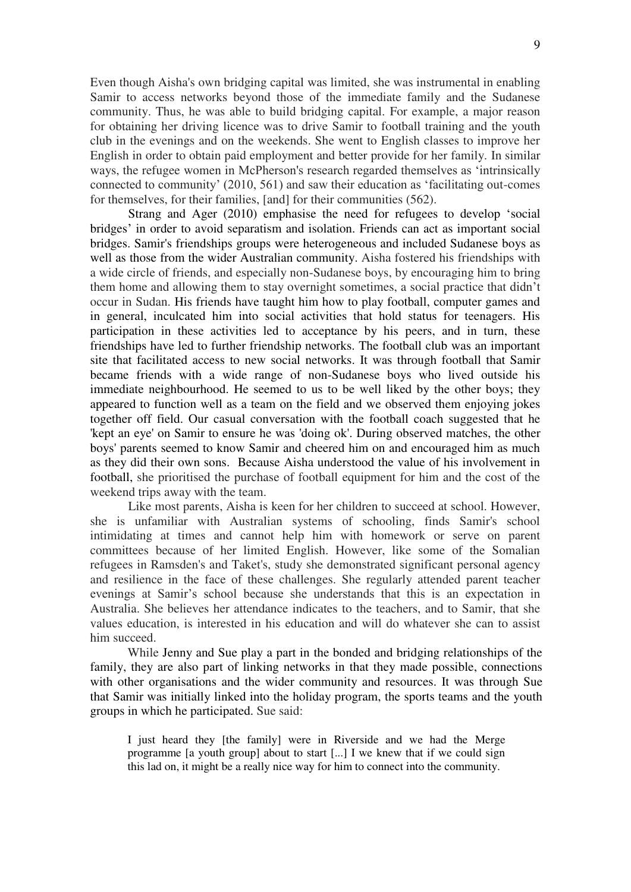Even though Aisha's own bridging capital was limited, she was instrumental in enabling Samir to access networks beyond those of the immediate family and the Sudanese community. Thus, he was able to build bridging capital. For example, a major reason for obtaining her driving licence was to drive Samir to football training and the youth club in the evenings and on the weekends. She went to English classes to improve her English in order to obtain paid employment and better provide for her family. In similar ways, the refugee women in McPherson's research regarded themselves as 'intrinsically connected to community' (2010, 561) and saw their education as 'facilitating out-comes for themselves, for their families, [and] for their communities (562).

Strang and Ager (2010) emphasise the need for refugees to develop 'social bridges' in order to avoid separatism and isolation. Friends can act as important social bridges. Samir's friendships groups were heterogeneous and included Sudanese boys as well as those from the wider Australian community. Aisha fostered his friendships with a wide circle of friends, and especially non-Sudanese boys, by encouraging him to bring them home and allowing them to stay overnight sometimes, a social practice that didn't occur in Sudan. His friends have taught him how to play football, computer games and in general, inculcated him into social activities that hold status for teenagers. His participation in these activities led to acceptance by his peers, and in turn, these friendships have led to further friendship networks. The football club was an important site that facilitated access to new social networks. It was through football that Samir became friends with a wide range of non-Sudanese boys who lived outside his immediate neighbourhood. He seemed to us to be well liked by the other boys; they appeared to function well as a team on the field and we observed them enjoying jokes together off field. Our casual conversation with the football coach suggested that he 'kept an eye' on Samir to ensure he was 'doing ok'. During observed matches, the other boys' parents seemed to know Samir and cheered him on and encouraged him as much as they did their own sons. Because Aisha understood the value of his involvement in football, she prioritised the purchase of football equipment for him and the cost of the weekend trips away with the team.

Like most parents, Aisha is keen for her children to succeed at school. However, she is unfamiliar with Australian systems of schooling, finds Samir's school intimidating at times and cannot help him with homework or serve on parent committees because of her limited English. However, like some of the Somalian refugees in Ramsden's and Taket's, study she demonstrated significant personal agency and resilience in the face of these challenges. She regularly attended parent teacher evenings at Samir's school because she understands that this is an expectation in Australia. She believes her attendance indicates to the teachers, and to Samir, that she values education, is interested in his education and will do whatever she can to assist him succeed.

While Jenny and Sue play a part in the bonded and bridging relationships of the family, they are also part of linking networks in that they made possible, connections with other organisations and the wider community and resources. It was through Sue that Samir was initially linked into the holiday program, the sports teams and the youth groups in which he participated. Sue said:

> I just heard they [the family] were in Riverside and we had the Merge programme [a youth group] about to start [...] I we knew that if we could sign this lad on, it might be a really nice way for him to connect into the community.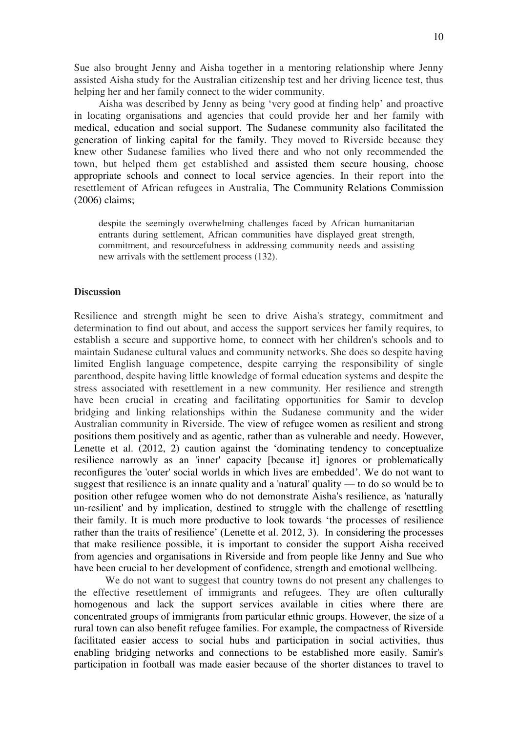Sue also brought Jenny and Aisha together in a mentoring relationship where Jenny assisted Aisha study for the Australian citizenship test and her driving licence test, thus helping her and her family connect to the wider community.

Aisha was described by Jenny as being 'very good at finding help' and proactive in locating organisations and agencies that could provide her and her family with medical, education and social support. The Sudanese community also facilitated the generation of linking capital for the family. They moved to Riverside because they knew other Sudanese families who lived there and who not only recommended the town, but helped them get established and assisted them secure housing, choose appropriate schools and connect to local service agencies. In their report into the resettlement of African refugees in Australia, The Community Relations Commission (2006) claims;

> despite the seemingly overwhelming challenges faced by African humanitarian entrants during settlement, African communities have displayed great strength, commitment, and resourcefulness in addressing community needs and assisting new arrivals with the settlement process (132).

## Discussion

Resilience and strength might be seen to drive Aisha's strategy, commitment and determination to find out about, and access the support services her family requires, to establish a secure and supportive home, to connect with her children's schools and to maintain Sudanese cultural values and community networks. She does so despite having limited English language competence, despite carrying the responsibility of single parenthood, despite having little knowledge of formal education systems and despite the stress associated with resettlement in a new community. Her resilience and strength have been crucial in creating and facilitating opportunities for Samir to develop bridging and linking relationships within the Sudanese community and the wider Australian community in Riverside. The view of refugee women as resilient and strong positions them positively and as agentic, rather than as vulnerable and needy. However, Lenette et al. (2012, 2) caution against the 'dominating tendency to conceptualize resilience narrowly as an 'inner' capacity [because it] ignores or problematically reconfigures the 'outer' social worlds in which lives are embedded'. We do not want to suggest that resilience is an innate quality and a 'natural' quality — to do so would be to position other refugee women who do not demonstrate Aisha's resilience, as 'naturally un-resilient' and by implication, destined to struggle with the challenge of resettling their family. It is much more productive to look towards 'the processes of resilience rather than the traits of resilience' (Lenette et al. 2012, 3). In considering the processes that make resilience possible, it is important to consider the support Aisha received from agencies and organisations in Riverside and from people like Jenny and Sue who have been crucial to her development of confidence, strength and emotional wellbeing.

We do not want to suggest that country towns do not present any challenges to the effective resettlement of immigrants and refugees. They are often culturally homogenous and lack the support services available in cities where there are concentrated groups of immigrants from particular ethnic groups. However, the size of a rural town can also benefit refugee families. For example, the compactness of Riverside facilitated easier access to social hubs and participation in social activities, thus enabling bridging networks and connections to be established more easily. Samir's participation in football was made easier because of the shorter distances to travel to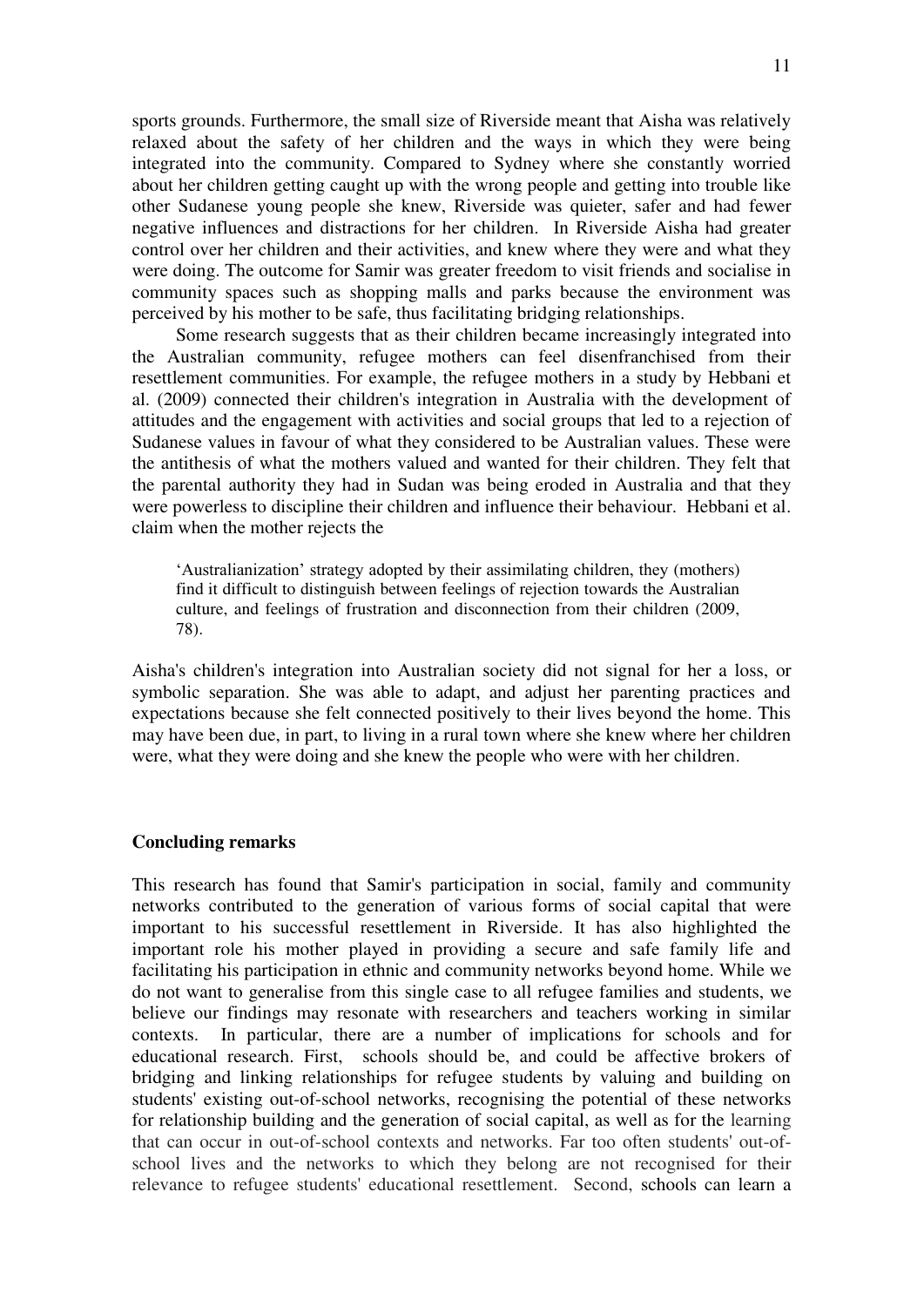sports grounds. Furthermore, the small size of Riverside meant that Aisha was relatively relaxed about the safety of her children and the ways in which they were being integrated into the community. Compared to Sydney where she constantly worried about her children getting caught up with the wrong people and getting into trouble like other Sudanese young people she knew, Riverside was quieter, safer and had fewer negative influences and distractions for her children. In Riverside Aisha had greater control over her children and their activities, and knew where they were and what they were doing. The outcome for Samir was greater freedom to visit friends and socialise in community spaces such as shopping malls and parks because the environment was perceived by his mother to be safe, thus facilitating bridging relationships.

Some research suggests that as their children became increasingly integrated into the Australian community, refugee mothers can feel disenfranchised from their resettlement communities. For example, the refugee mothers in a study by Hebbani et al. (2009) connected their children's integration in Australia with the development of attitudes and the engagement with activities and social groups that led to a rejection of Sudanese values in favour of what they considered to be Australian values. These were the antithesis of what the mothers valued and wanted for their children. They felt that the parental authority they had in Sudan was being eroded in Australia and that they were powerless to discipline their children and influence their behaviour. Hebbani et al. claim when the mother rejects the

> 'Australianization' strategy adopted by their assimilating children, they (mothers) find it difficult to distinguish between feelings of rejection towards the Australian culture, and feelings of frustration and disconnection from their children (2009, 78).

Aisha's children's integration into Australian society did not signal for her a loss, or symbolic separation. She was able to adapt, and adjust her parenting practices and expectations because she felt connected positively to their lives beyond the home. This may have been due, in part, to living in a rural town where she knew where her children were, what they were doing and she knew the people who were with her children.

### Concluding remarks

This research has found that Samir's participation in social, family and community networks contributed to the generation of various forms of social capital that were important to his successful resettlement in Riverside. It has also highlighted the important role his mother played in providing a secure and safe family life and facilitating his participation in ethnic and community networks beyond home. While we do not want to generalise from this single case to all refugee families and students, we believe our findings may resonate with researchers and teachers working in similar contexts. In particular, there are a number of implications for schools and for educational research. First, schools should be, and could be affective brokers of bridging and linking relationships for refugee students by valuing and building on students' existing out-of-school networks, recognising the potential of these networks for relationship building and the generation of social capital, as well as for the learning that can occur in out-of-school contexts and networks. Far too often students' out-of-school lives and the networks to which they belong are not recognised for their relevance to refugee students' educational resettlement. Second, schools can learn a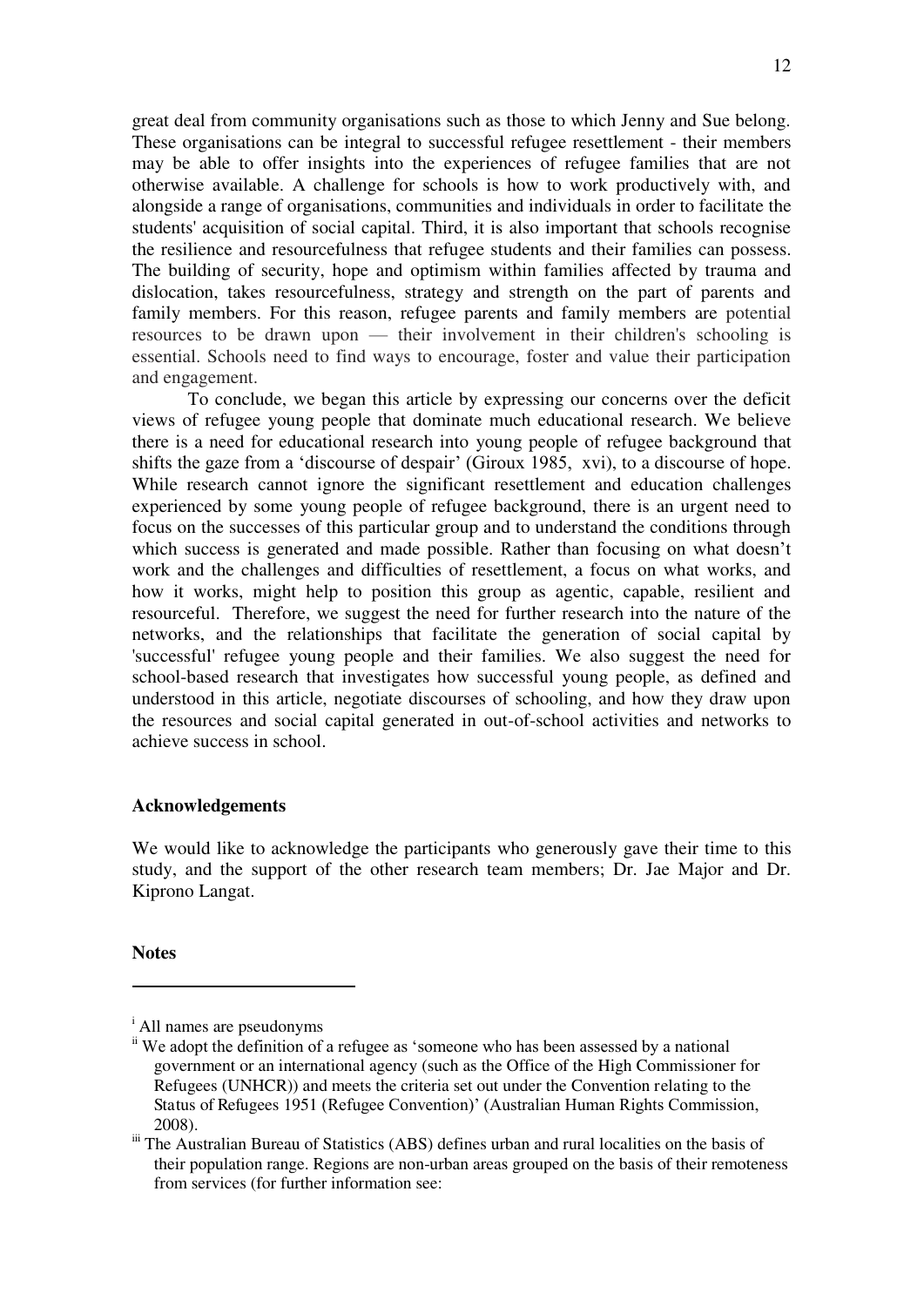great deal from community organisations such as those to which Jenny and Sue belong. These organisations can be integral to successful refugee resettlement - their members may be able to offer insights into the experiences of refugee families that are not otherwise available. A challenge for schools is how to work productively with, and alongside a range of organisations, communities and individuals in order to facilitate the students' acquisition of social capital. Third, it is also important that schools recognise the resilience and resourcefulness that refugee students and their families can possess. The building of security, hope and optimism within families affected by trauma and dislocation, takes resourcefulness, strategy and strength on the part of parents and family members. For this reason, refugee parents and family members are potential resources to be drawn upon — their involvement in their children's schooling is essential. Schools need to find ways to encourage, foster and value their participation and engagement.

To conclude, we began this article by expressing our concerns over the deficit views of refugee young people that dominate much educational research. We believe there is a need for educational research into young people of refugee background that shifts the gaze from a 'discourse of despair' (Giroux 1985, xvi), to a discourse of hope. While research cannot ignore the significant resettlement and education challenges experienced by some young people of refugee background, there is an urgent need to focus on the successes of this particular group and to understand the conditions through which success is generated and made possible. Rather than focusing on what doesn't work and the challenges and difficulties of resettlement, a focus on what works, and how it works, might help to position this group as agentic, capable, resilient and resourceful. Therefore, we suggest the need for further research into the nature of the networks, and the relationships that facilitate the generation of social capital by 'successful' refugee young people and their families. We also suggest the need for school-based research that investigates how successful young people, as defined and understood in this article, negotiate discourses of schooling, and how they draw upon the resources and social capital generated in out-of-school activities and networks to achieve success in school.

## Acknowledgements

We would like to acknowledge the participants who generously gave their time to this study, and the support of the other research team members; Dr. Jae Major and Dr. Kiprono Langat.

## Notes

---

[i] All names are pseudonyms

[ii] We adopt the definition of a refugee as 'someone who has been assessed by a national government or an international agency (such as the Office of the High Commissioner for Refugees (UNHCR)) and meets the criteria set out under the Convention relating to the Status of Refugees 1951 (Refugee Convention)' (Australian Human Rights Commission, 2008).

[iii] The Australian Bureau of Statistics (ABS) defines urban and rural localities on the basis of their population range. Regions are non-urban areas grouped on the basis of their remoteness from services (for further information see: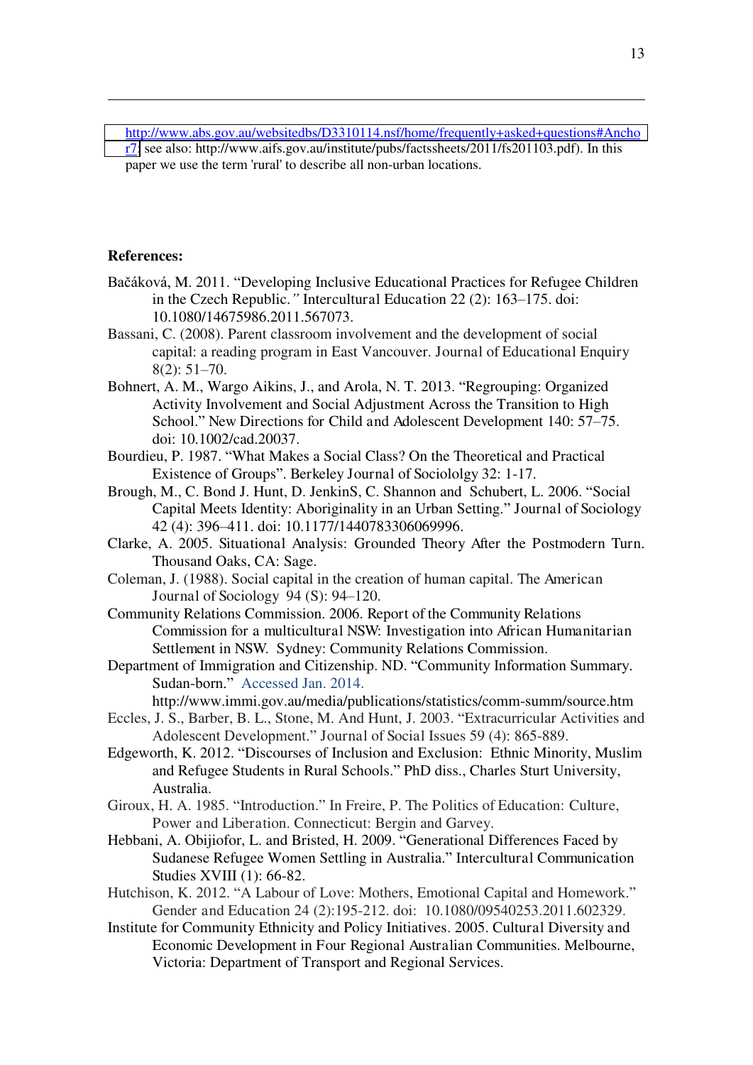http://www.abs.gov.au/websitedbs/D3310114.nsf/home/frequently+asked+questions#Anchor7; see also: http://www.aifs.gov.au/institute/pubs/factssheets/2011/fs201103.pdf). In this paper we use the term 'rural' to describe all non-urban locations.

**References:**

Bačáková, M. 2011. "Developing Inclusive Educational Practices for Refugee Children in the Czech Republic." Intercultural Education 22 (2): 163–175. doi: 10.1080/14675986.2011.567073.

Bassani, C. (2008). Parent classroom involvement and the development of social capital: a reading program in East Vancouver. Journal of Educational Enquiry 8(2): 51–70.

Bohnert, A. M., Wargo Aikins, J., and Arola, N. T. 2013. "Regrouping: Organized Activity Involvement and Social Adjustment Across the Transition to High School." New Directions for Child and Adolescent Development 140: 57–75. doi: 10.1002/cad.20037.

Bourdieu, P. 1987. "What Makes a Social Class? On the Theoretical and Practical Existence of Groups". Berkeley Journal of Sociololgy 32: 1-17.

Brough, M., C. Bond J. Hunt, D. JenkinS, C. Shannon and Schubert, L. 2006. "Social Capital Meets Identity: Aboriginality in an Urban Setting." Journal of Sociology 42 (4): 396–411. doi: 10.1177/1440783306069996.

Clarke, A. 2005. Situational Analysis: Grounded Theory After the Postmodern Turn. Thousand Oaks, CA: Sage.

Coleman, J. (1988). Social capital in the creation of human capital. The American Journal of Sociology 94 (S): 94–120.

Community Relations Commission. 2006. Report of the Community Relations Commission for a multicultural NSW: Investigation into African Humanitarian Settlement in NSW. Sydney: Community Relations Commission.

Department of Immigration and Citizenship. ND. "Community Information Summary. Sudan-born." Accessed Jan. 2014. http://www.immi.gov.au/media/publications/statistics/comm-summ/source.htm

Eccles, J. S., Barber, B. L., Stone, M. And Hunt, J. 2003. "Extracurricular Activities and Adolescent Development." Journal of Social Issues 59 (4): 865-889.

Edgeworth, K. 2012. "Discourses of Inclusion and Exclusion: Ethnic Minority, Muslim and Refugee Students in Rural Schools." PhD diss., Charles Sturt University, Australia.

Giroux, H. A. 1985. "Introduction." In Freire, P. The Politics of Education: Culture, Power and Liberation. Connecticut: Bergin and Garvey.

Hebbani, A. Obijiofor, L. and Bristed, H. 2009. "Generational Differences Faced by Sudanese Refugee Women Settling in Australia." Intercultural Communication Studies XVIII (1): 66-82.

Hutchison, K. 2012. "A Labour of Love: Mothers, Emotional Capital and Homework." Gender and Education 24 (2):195-212. doi: 10.1080/09540253.2011.602329.

Institute for Community Ethnicity and Policy Initiatives. 2005. Cultural Diversity and Economic Development in Four Regional Australian Communities. Melbourne, Victoria: Department of Transport and Regional Services.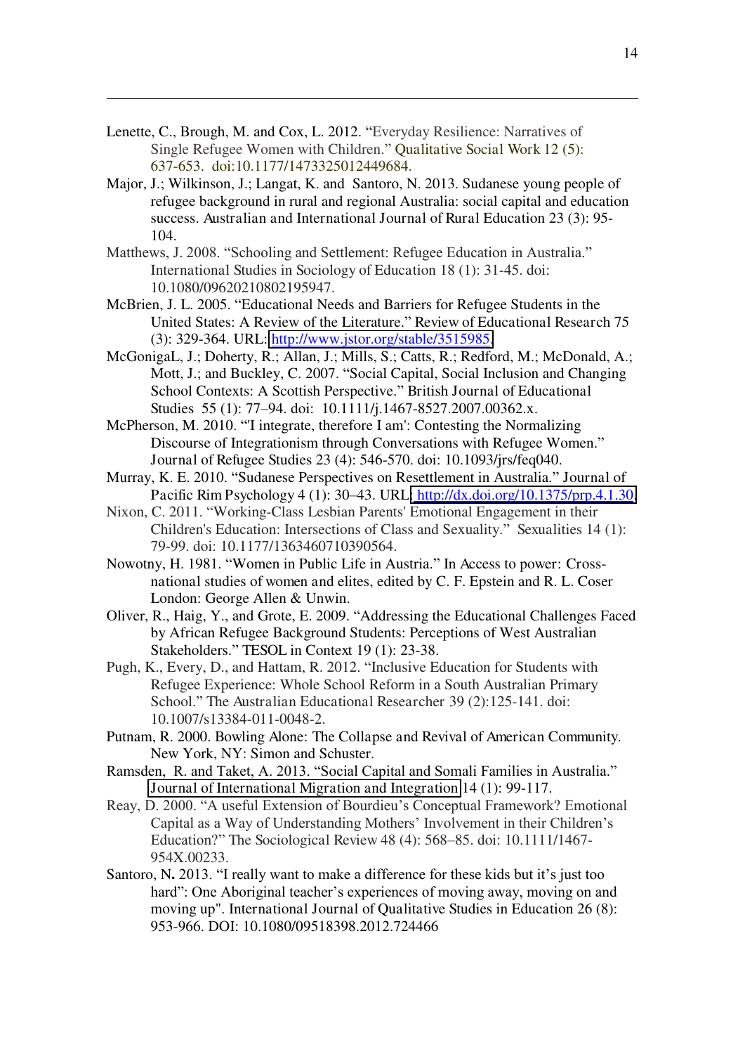Lenette, C., Brough, M. and Cox, L. 2012. “Everyday Resilience: Narratives of Single Refugee Women with Children.” Qualitative Social Work 12 (5): 637-653. doi:10.1177/1473325012449684.

Major, J.; Wilkinson, J.; Langat, K. and Santoro, N. 2013. Sudanese young people of refugee background in rural and regional Australia: social capital and education success. Australian and International Journal of Rural Education 23 (3): 95-104.

Matthews, J. 2008. “Schooling and Settlement: Refugee Education in Australia.” International Studies in Sociology of Education 18 (1): 31-45. doi: 10.1080/09620210802195947.

McBrien, J. L. 2005. “Educational Needs and Barriers for Refugee Students in the United States: A Review of the Literature.” Review of Educational Research 75 (3): 329-364. URL: http://www.jstor.org/stable/3515985.

McGonigaL, J.; Doherty, R.; Allan, J.; Mills, S.; Catts, R.; Redford, M.; McDonald, A.; Mott, J.; and Buckley, C. 2007. “Social Capital, Social Inclusion and Changing School Contexts: A Scottish Perspective.” British Journal of Educational Studies 55 (1): 77–94. doi: 10.1111/j.1467-8527.2007.00362.x.

McPherson, M. 2010. “'I integrate, therefore I am': Contesting the Normalizing Discourse of Integrationism through Conversations with Refugee Women.” Journal of Refugee Studies 23 (4): 546-570. doi: 10.1093/jrs/feq040.

Murray, K. E. 2010. “Sudanese Perspectives on Resettlement in Australia.” Journal of Pacific Rim Psychology 4 (1): 30–43. URL: http://dx.doi.org/10.1375/prp.4.1.30.

Nixon, C. 2011. “Working-Class Lesbian Parents' Emotional Engagement in their Children's Education: Intersections of Class and Sexuality.” Sexualities 14 (1): 79-99. doi: 10.1177/1363460710390564.

Nowotny, H. 1981. “Women in Public Life in Austria.” In Access to power: Cross-national studies of women and elites, edited by C. F. Epstein and R. L. Coser London: George Allen & Unwin.

Oliver, R., Haig, Y., and Grote, E. 2009. “Addressing the Educational Challenges Faced by African Refugee Background Students: Perceptions of West Australian Stakeholders.” TESOL in Context 19 (1): 23-38.

Pugh, K., Every, D., and Hattam, R. 2012. “Inclusive Education for Students with Refugee Experience: Whole School Reform in a South Australian Primary School.” The Australian Educational Researcher 39 (2):125-141. doi: 10.1007/s13384-011-0048-2.

Putnam, R. 2000. Bowling Alone: The Collapse and Revival of American Community. New York, NY: Simon and Schuster.

Ramsden, R. and Taket, A. 2013. “Social Capital and Somali Families in Australia.” Journal of International Migration and Integration 14 (1): 99-117.

Reay, D. 2000. “A useful Extension of Bourdieu’s Conceptual Framework? Emotional Capital as a Way of Understanding Mothers’ Involvement in their Children’s Education?” The Sociological Review 48 (4): 568–85. doi: 10.1111/1467-954X.00233.

Santoro, N. 2013. “I really want to make a difference for these kids but it’s just too hard”: One Aboriginal teacher’s experiences of moving away, moving on and moving up". International Journal of Qualitative Studies in Education 26 (8): 953-966. DOI: 10.1080/09518398.2012.724466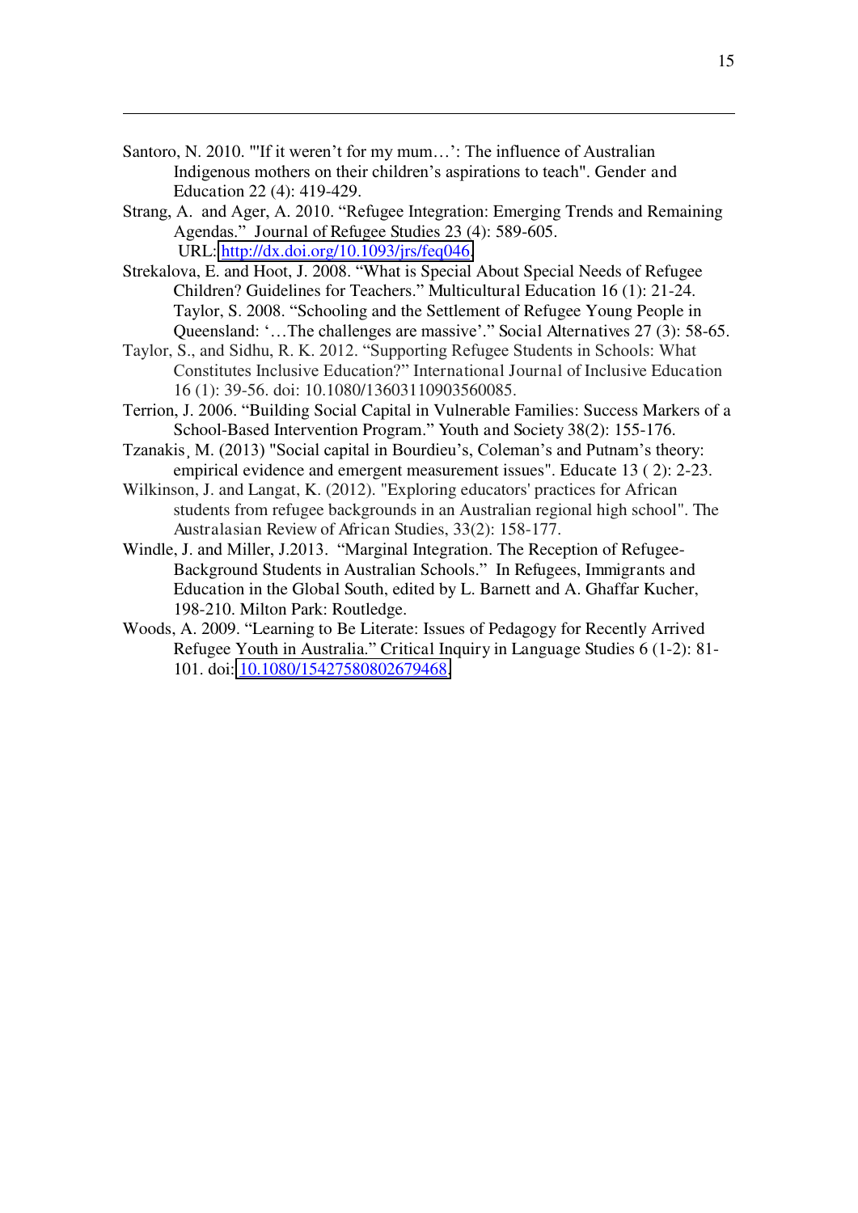Santoro, N. 2010. "'If it weren't for my mum…': The influence of Australian Indigenous mothers on their children's aspirations to teach". Gender and Education 22 (4): 419-429.

Strang, A. and Ager, A. 2010. "Refugee Integration: Emerging Trends and Remaining Agendas." Journal of Refugee Studies 23 (4): 589-605. URL: http://dx.doi.org/10.1093/jrs/feq046.

Strekalova, E. and Hoot, J. 2008. "What is Special About Special Needs of Refugee Children? Guidelines for Teachers." Multicultural Education 16 (1): 21-24. Taylor, S. 2008. "Schooling and the Settlement of Refugee Young People in Queensland: '…The challenges are massive'." Social Alternatives 27 (3): 58-65.

Taylor, S., and Sidhu, R. K. 2012. "Supporting Refugee Students in Schools: What Constitutes Inclusive Education?" International Journal of Inclusive Education 16 (1): 39-56. doi: 10.1080/13603110903560085.

Terrion, J. 2006. "Building Social Capital in Vulnerable Families: Success Markers of a School-Based Intervention Program." Youth and Society 38(2): 155-176.

Tzanakis¸ M. (2013) "Social capital in Bourdieu's, Coleman's and Putnam's theory: empirical evidence and emergent measurement issues". Educate 13 ( 2): 2-23.

Wilkinson, J. and Langat, K. (2012). "Exploring educators' practices for African students from refugee backgrounds in an Australian regional high school". The Australasian Review of African Studies, 33(2): 158-177.

Windle, J. and Miller, J.2013. "Marginal Integration. The Reception of Refugee-Background Students in Australian Schools." In Refugees, Immigrants and Education in the Global South, edited by L. Barnett and A. Ghaffar Kucher, 198-210. Milton Park: Routledge.

Woods, A. 2009. "Learning to Be Literate: Issues of Pedagogy for Recently Arrived Refugee Youth in Australia." Critical Inquiry in Language Studies 6 (1-2): 81-101. doi: 10.1080/15427580802679468.